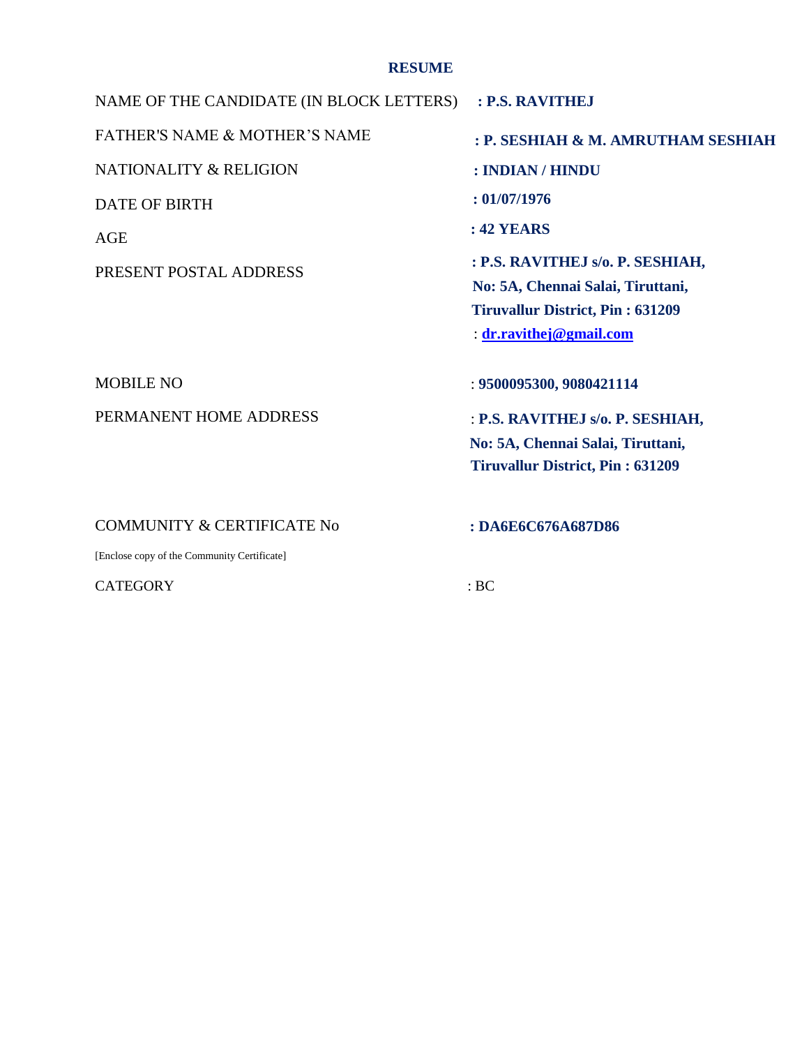# RESUME

| | |
|---|---|
| NAME OF THE CANDIDATE (IN BLOCK LETTERS) | **: P.S. RAVITHEJ** |
| FATHER'S NAME & MOTHER'S NAME | **: P. SESHIAH & M. AMRUTHAM SESHIAH** |
| NATIONALITY & RELIGION | **: INDIAN / HINDU** |
| DATE OF BIRTH | **: 01/07/1976** |
| AGE | **: 42 YEARS** |
| PRESENT POSTAL ADDRESS | **: P.S. RAVITHEJ s/o. P. SESHIAH, No: 5A, Chennai Salai, Tiruttani, Tiruvallur District, Pin : 631209** |
| | : **dr.ravithej@gmail.com** |
| MOBILE NO | : **9500095300, 9080421114** |
| PERMANENT HOME ADDRESS | : **P.S. RAVITHEJ s/o. P. SESHIAH, No: 5A, Chennai Salai, Tiruttani, Tiruvallur District, Pin : 631209** |
| COMMUNITY & CERTIFICATE No [Enclose copy of the Community Certificate] | **: DA6E6C676A687D86** |
| CATEGORY | : BC |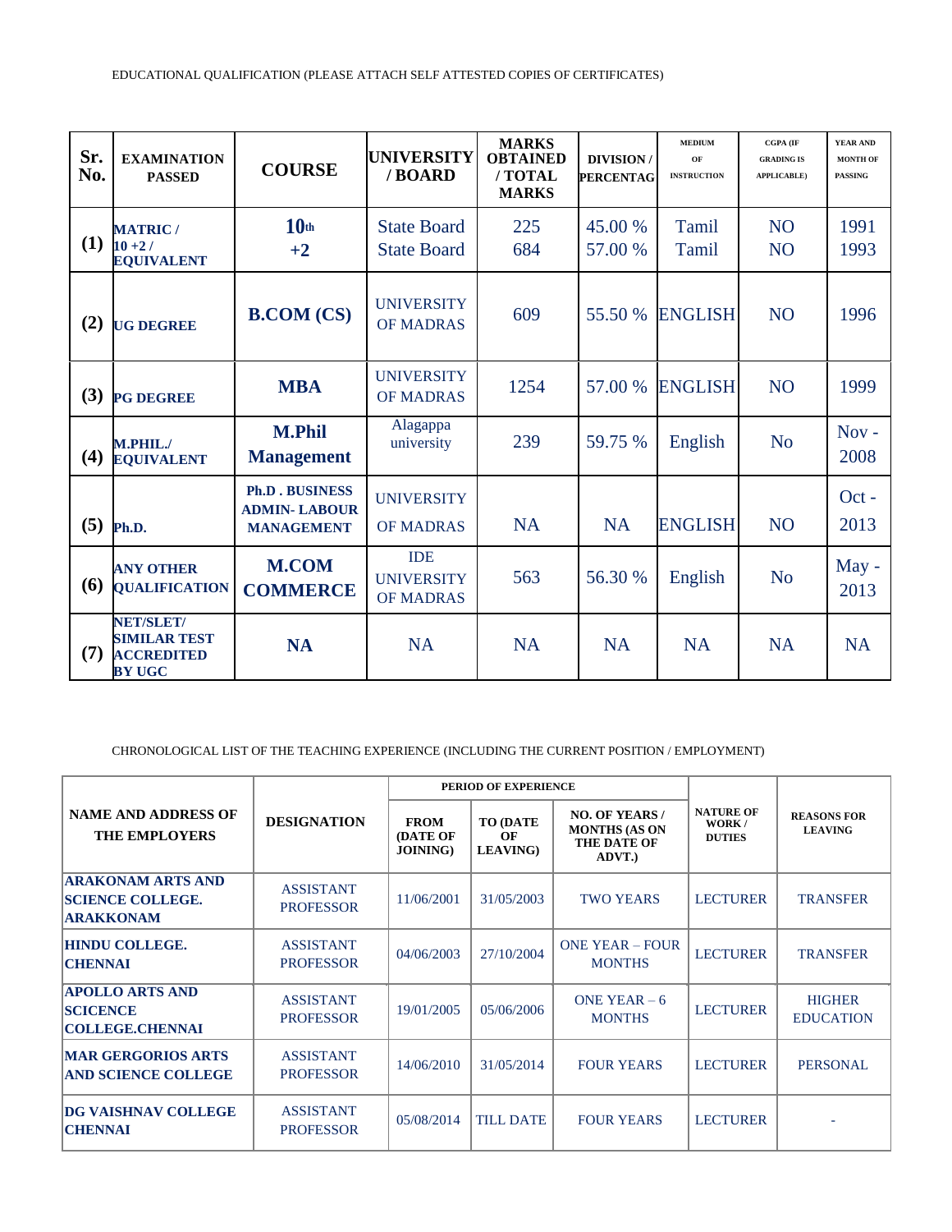EDUCATIONAL QUALIFICATION (PLEASE ATTACH SELF ATTESTED COPIES OF CERTIFICATES)

| Sr. No. | EXAMINATION PASSED | COURSE | UNIVERSITY / BOARD | MARKS OBTAINED / TOTAL MARKS | DIVISION / PERCENTAG | MEDIUM OF INSTRUCTION | CGPA (IF GRADING IS APPLICABLE) | YEAR AND MONTH OF PASSING |
|---|---|---|---|---|---|---|---|---|
| (1) | MATRIC / 10 +2 / EQUIVALENT | 10th +2 | State Board State Board | 225 684 | 45.00 % 57.00 % | Tamil Tamil | NO NO | 1991 1993 |
| (2) | UG DEGREE | B.COM (CS) | UNIVERSITY OF MADRAS | 609 | 55.50 % | ENGLISH | NO | 1996 |
| (3) | PG DEGREE | MBA | UNIVERSITY OF MADRAS | 1254 | 57.00 % | ENGLISH | NO | 1999 |
| (4) | M.PHIL./ EQUIVALENT | M.Phil Management | Alagappa university | 239 | 59.75 % | English | No | Nov - 2008 |
| (5) | Ph.D. | Ph.D . BUSINESS ADMIN- LABOUR MANAGEMENT | UNIVERSITY OF MADRAS | NA | NA | ENGLISH | NO | Oct - 2013 |
| (6) | ANY OTHER QUALIFICATION | M.COM COMMERCE | IDE UNIVERSITY OF MADRAS | 563 | 56.30 % | English | No | May - 2013 |
| (7) | NET/SLET/ SIMILAR TEST ACCREDITED BY UGC | NA | NA | NA | NA | NA | NA | NA |

CHRONOLOGICAL LIST OF THE TEACHING EXPERIENCE (INCLUDING THE CURRENT POSITION / EMPLOYMENT)

| NAME AND ADDRESS OF THE EMPLOYERS | DESIGNATION | PERIOD OF EXPERIENCE | | | NATURE OF WORK / DUTIES | REASONS FOR LEAVING |
|---|---|---|---|---|---|---|
| | | FROM (DATE OF JOINING) | TO (DATE OF LEAVING) | NO. OF YEARS / MONTHS (AS ON THE DATE OF ADVT.) | | |
| ARAKONAM ARTS AND SCIENCE COLLEGE. ARAKKONAM | ASSISTANT PROFESSOR | 11/06/2001 | 31/05/2003 | TWO YEARS | LECTURER | TRANSFER |
| HINDU COLLEGE. CHENNAI | ASSISTANT PROFESSOR | 04/06/2003 | 27/10/2004 | ONE YEAR – FOUR MONTHS | LECTURER | TRANSFER |
| APOLLO ARTS AND SCICENCE COLLEGE.CHENNAI | ASSISTANT PROFESSOR | 19/01/2005 | 05/06/2006 | ONE YEAR – 6 MONTHS | LECTURER | HIGHER EDUCATION |
| MAR GERGORIOS ARTS AND SCIENCE COLLEGE | ASSISTANT PROFESSOR | 14/06/2010 | 31/05/2014 | FOUR YEARS | LECTURER | PERSONAL |
| DG VAISHNAV COLLEGE CHENNAI | ASSISTANT PROFESSOR | 05/08/2014 | TILL DATE | FOUR YEARS | LECTURER | - |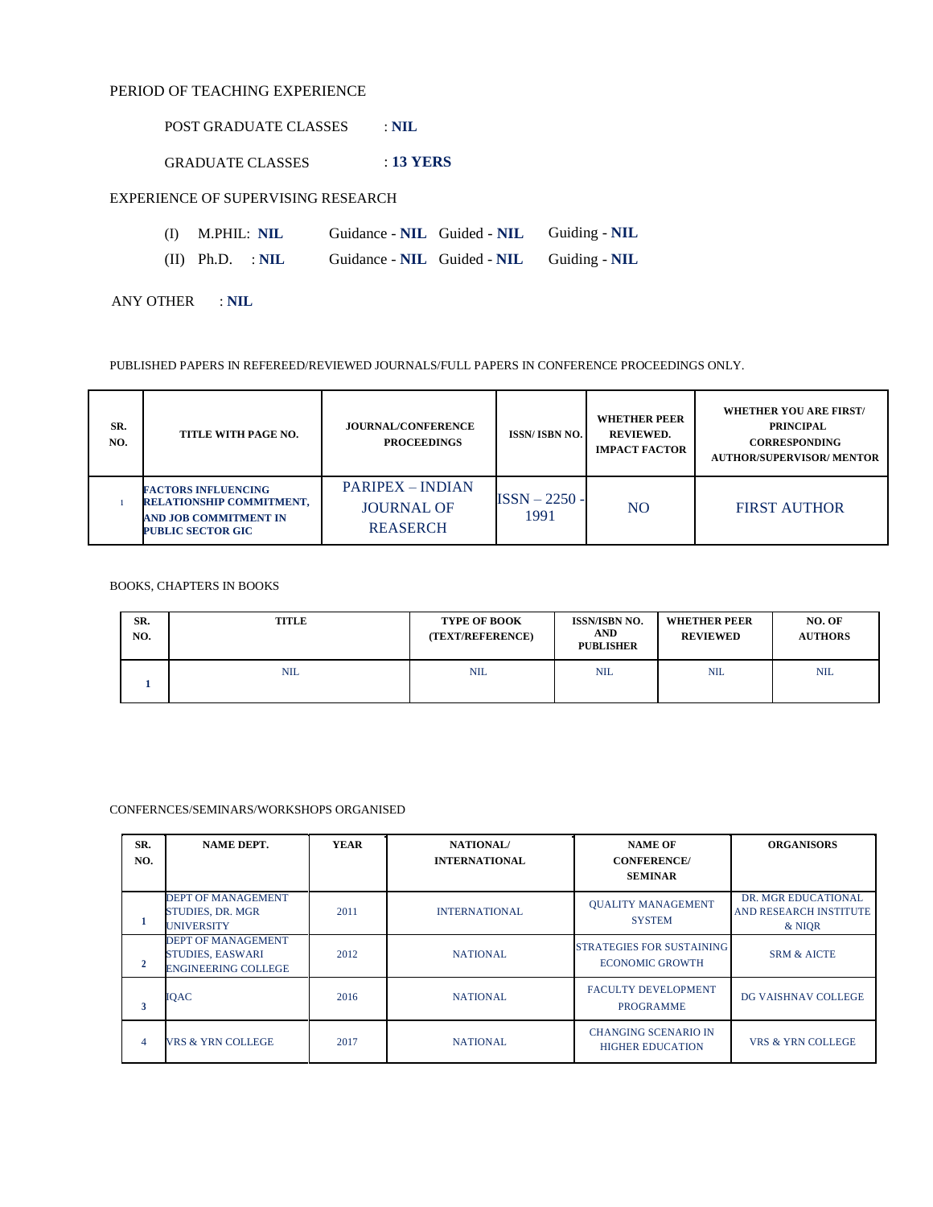PERIOD OF TEACHING EXPERIENCE

POST GRADUATE CLASSES : **NIL**

GRADUATE CLASSES : **13 YERS**

EXPERIENCE OF SUPERVISING RESEARCH

(I) M.PHIL: **NIL** Guidance - **NIL** Guided - **NIL** Guiding - **NIL**

(II) Ph.D. : **NIL** Guidance - **NIL** Guided - **NIL** Guiding - **NIL**

ANY OTHER : **NIL**

PUBLISHED PAPERS IN REFEREED/REVIEWED JOURNALS/FULL PAPERS IN CONFERENCE PROCEEDINGS ONLY.

| SR. NO. | TITLE WITH PAGE NO. | JOURNAL/CONFERENCE PROCEEDINGS | ISSN/ ISBN NO. | WHETHER PEER REVIEWED. IMPACT FACTOR | WHETHER YOU ARE FIRST/ PRINCIPAL CORRESPONDING AUTHOR/SUPERVISOR/ MENTOR |
|---|---|---|---|---|---|
| 1 | **FACTORS INFLUENCING RELATIONSHIP COMMITMENT, AND JOB COMMITMENT IN PUBLIC SECTOR GIC** | PARIPEX – INDIAN JOURNAL OF REASERCH | ISSN – 2250 - 1991 | NO | FIRST AUTHOR |

BOOKS, CHAPTERS IN BOOKS

| SR. NO. | TITLE | TYPE OF BOOK (TEXT/REFERENCE) | ISSN/ISBN NO. AND PUBLISHER | WHETHER PEER REVIEWED | NO. OF AUTHORS |
|---|---|---|---|---|---|
| 1 | NIL | NIL | NIL | NIL | NIL |

CONFERNCES/SEMINARS/WORKSHOPS ORGANISED

| SR. NO. | NAME DEPT. | YEAR | NATIONAL/ INTERNATIONAL | NAME OF CONFERENCE/ SEMINAR | ORGANISORS |
|---|---|---|---|---|---|
| 1 | DEPT OF MANAGEMENT STUDIES, DR. MGR UNIVERSITY | 2011 | INTERNATIONAL | QUALITY MANAGEMENT SYSTEM | DR. MGR EDUCATIONAL AND RESEARCH INSTITUTE & NIQR |
| 2 | DEPT OF MANAGEMENT STUDIES, EASWARI ENGINEERING COLLEGE | 2012 | NATIONAL | STRATEGIES FOR SUSTAINING ECONOMIC GROWTH | SRM & AICTE |
| 3 | IQAC | 2016 | NATIONAL | FACULTY DEVELOPMENT PROGRAMME | DG VAISHNAV COLLEGE |
| 4 | VRS & YRN COLLEGE | 2017 | NATIONAL | CHANGING SCENARIO IN HIGHER EDUCATION | VRS & YRN COLLEGE |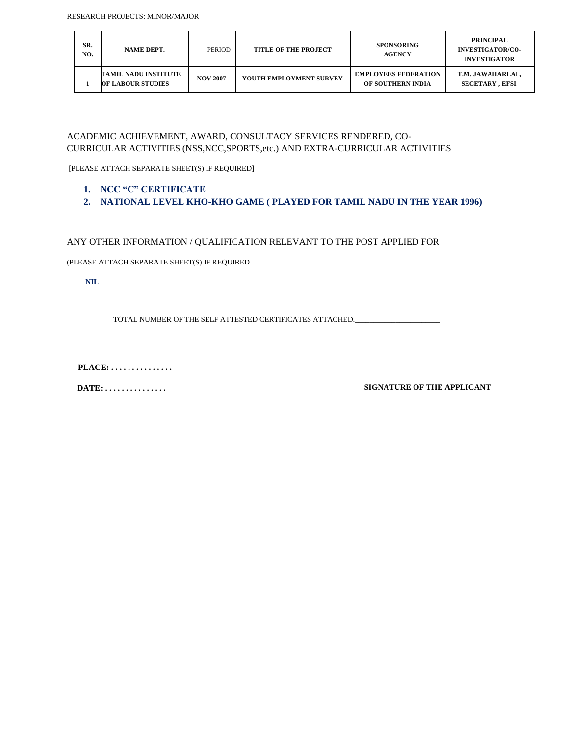RESEARCH PROJECTS: MINOR/MAJOR

| SR. NO. | NAME DEPT. | PERIOD | TITLE OF THE PROJECT | SPONSORING AGENCY | PRINCIPAL INVESTIGATOR/CO-INVESTIGATOR |
|---|---|---|---|---|---|
| 1 | **TAMIL NADU INSTITUTE OF LABOUR STUDIES** | **NOV 2007** | **YOUTH EMPLOYMENT SURVEY** | **EMPLOYEES FEDERATION OF SOUTHERN INDIA** | **T.M. JAWAHARLAL, SECETARY , EFSI.** |

ACADEMIC ACHIEVEMENT, AWARD, CONSULTACY SERVICES RENDERED, CO-CURRICULAR ACTIVITIES (NSS,NCC,SPORTS,etc.) AND EXTRA-CURRICULAR ACTIVITIES

[PLEASE ATTACH SEPARATE SHEET(S) IF REQUIRED]

1. **NCC "C" CERTIFICATE**
2. **NATIONAL LEVEL KHO-KHO GAME ( PLAYED FOR TAMIL NADU IN THE YEAR 1996)**

ANY OTHER INFORMATION / QUALIFICATION RELEVANT TO THE POST APPLIED FOR

(PLEASE ATTACH SEPARATE SHEET(S) IF REQUIRED

**NIL**

TOTAL NUMBER OF THE SELF ATTESTED CERTIFICATES ATTACHED.______________________

**PLACE: . . . . . . . . . . . . . . .**

**DATE: . . . . . . . . . . . . . . .**

**SIGNATURE OF THE APPLICANT**